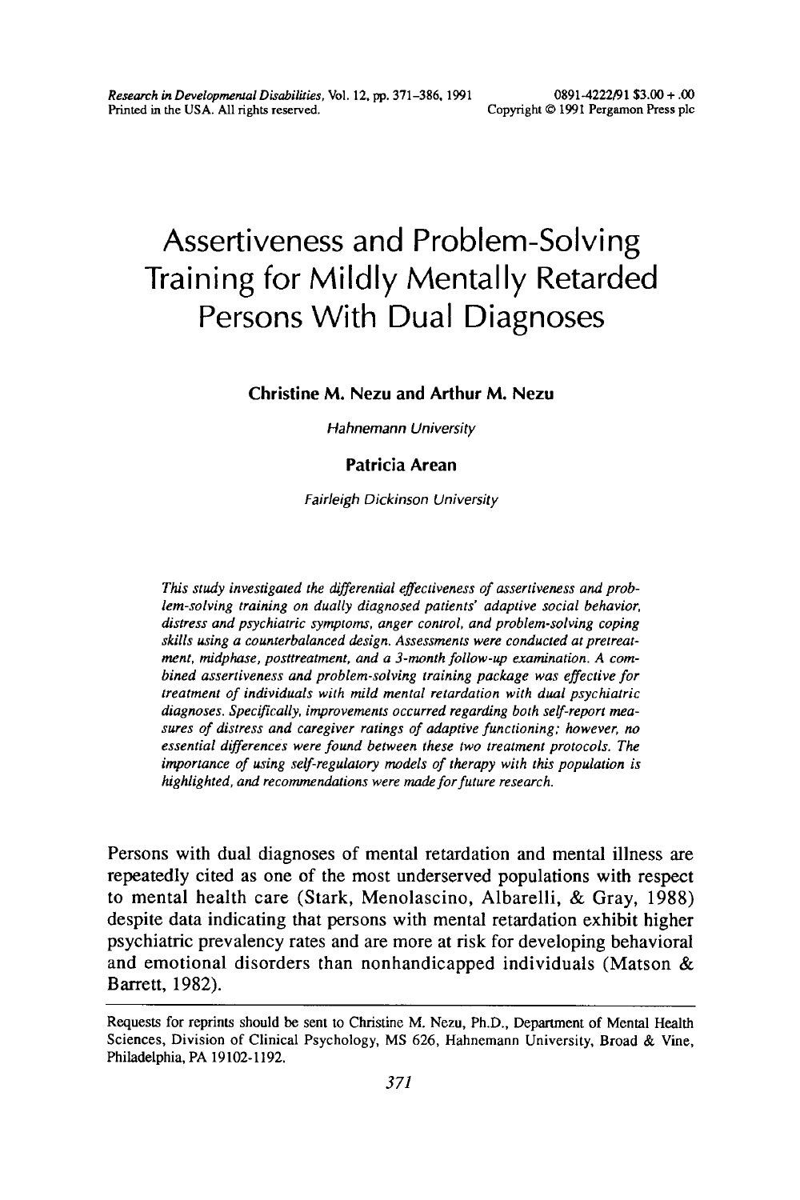# Assertiveness and Problem-Solving Training for Mildly Mentally Retarded Persons With Dual Diagnoses

**Christine M. Nezu and Arthur M. Nezu**

*Hahnemann University*

**Patricia Arean**

*Fairleigh Dickinson University*

*This study investigated the differential effectiveness of assertiveness and problem-solving training on dually diagnosed patients' adaptive social behavior, distress and psychiatric symptoms, anger control, and problem-solving coping skills using a counterbalanced design. Assessments were conducted at pretreatment, midphase, posttreatment, and a 3-month follow-up examination. A combined assertiveness and problem-solving training package was effective for treatment of individuals with mild mental retardation with dual psychiatric diagnoses. Specifically, improvements occurred regarding both self-report measures of distress and caregiver ratings of adaptive functioning; however, no essential differences were found between these two treatment protocols. The importance of using self-regulatory models of therapy with this population is highlighted, and recommendations were made for future research.*

Persons with dual diagnoses of mental retardation and mental illness are repeatedly cited as one of the most underserved populations with respect to mental health care (Stark, Menolascino, Albarelli, & Gray, 1988) despite data indicating that persons with mental retardation exhibit higher psychiatric prevalency rates and are more at risk for developing behavioral and emotional disorders than nonhandicapped individuals (Matson & Barrett, 1982).

---

Requests for reprints should be sent to Christine M. Nezu, Ph.D., Department of Mental Health Sciences, Division of Clinical Psychology, MS 626, Hahnemann University, Broad & Vine, Philadelphia, PA 19102-1192.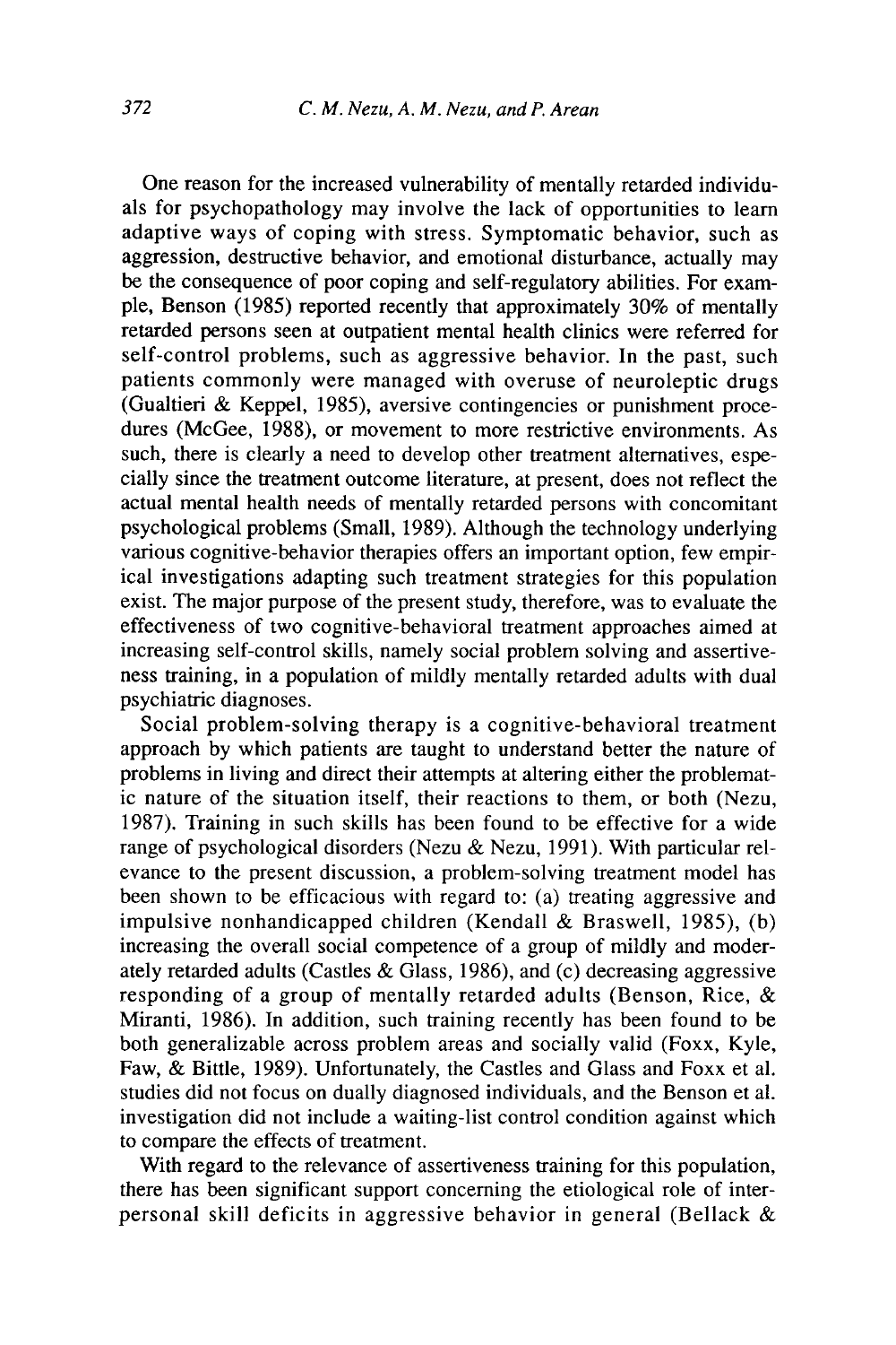One reason for the increased vulnerability of mentally retarded individuals for psychopathology may involve the lack of opportunities to learn adaptive ways of coping with stress. Symptomatic behavior, such as aggression, destructive behavior, and emotional disturbance, actually may be the consequence of poor coping and self-regulatory abilities. For example, Benson (1985) reported recently that approximately 30% of mentally retarded persons seen at outpatient mental health clinics were referred for self-control problems, such as aggressive behavior. In the past, such patients commonly were managed with overuse of neuroleptic drugs (Gualtieri & Keppel, 1985), aversive contingencies or punishment procedures (McGee, 1988), or movement to more restrictive environments. As such, there is clearly a need to develop other treatment alternatives, especially since the treatment outcome literature, at present, does not reflect the actual mental health needs of mentally retarded persons with concomitant psychological problems (Small, 1989). Although the technology underlying various cognitive-behavior therapies offers an important option, few empirical investigations adapting such treatment strategies for this population exist. The major purpose of the present study, therefore, was to evaluate the effectiveness of two cognitive-behavioral treatment approaches aimed at increasing self-control skills, namely social problem solving and assertiveness training, in a population of mildly mentally retarded adults with dual psychiatric diagnoses.

Social problem-solving therapy is a cognitive-behavioral treatment approach by which patients are taught to understand better the nature of problems in living and direct their attempts at altering either the problematic nature of the situation itself, their reactions to them, or both (Nezu, 1987). Training in such skills has been found to be effective for a wide range of psychological disorders (Nezu & Nezu, 1991). With particular relevance to the present discussion, a problem-solving treatment model has been shown to be efficacious with regard to: (a) treating aggressive and impulsive nonhandicapped children (Kendall & Braswell, 1985), (b) increasing the overall social competence of a group of mildly and moderately retarded adults (Castles & Glass, 1986), and (c) decreasing aggressive responding of a group of mentally retarded adults (Benson, Rice, & Miranti, 1986). In addition, such training recently has been found to be both generalizable across problem areas and socially valid (Foxx, Kyle, Faw, & Bittle, 1989). Unfortunately, the Castles and Glass and Foxx et al. studies did not focus on dually diagnosed individuals, and the Benson et al. investigation did not include a waiting-list control condition against which to compare the effects of treatment.

With regard to the relevance of assertiveness training for this population, there has been significant support concerning the etiological role of interpersonal skill deficits in aggressive behavior in general (Bellack &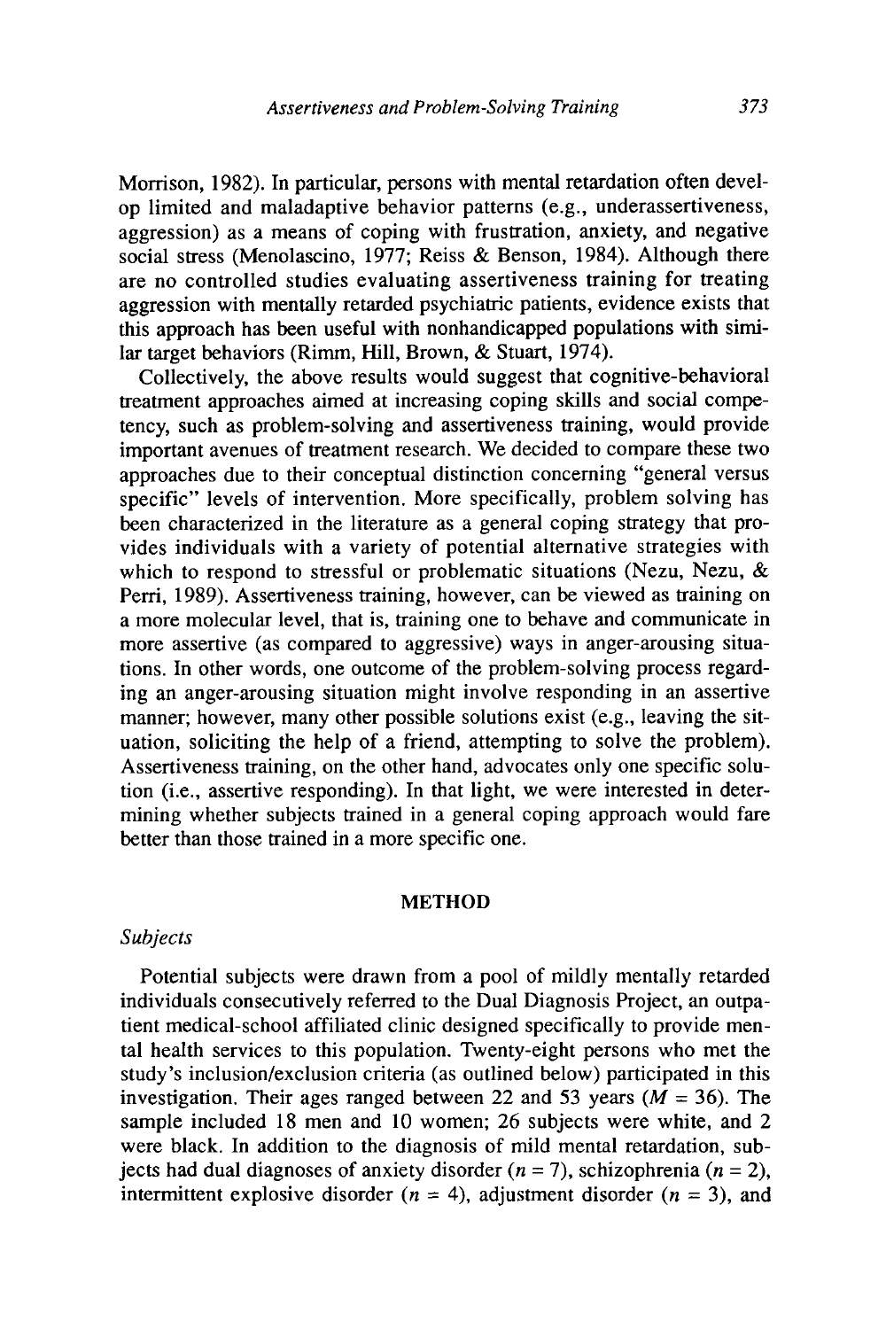Morrison, 1982). In particular, persons with mental retardation often develop limited and maladaptive behavior patterns (e.g., underassertiveness, aggression) as a means of coping with frustration, anxiety, and negative social stress (Menolascino, 1977; Reiss & Benson, 1984). Although there are no controlled studies evaluating assertiveness training for treating aggression with mentally retarded psychiatric patients, evidence exists that this approach has been useful with nonhandicapped populations with similar target behaviors (Rimm, Hill, Brown, & Stuart, 1974).

Collectively, the above results would suggest that cognitive-behavioral treatment approaches aimed at increasing coping skills and social competency, such as problem-solving and assertiveness training, would provide important avenues of treatment research. We decided to compare these two approaches due to their conceptual distinction concerning "general versus specific" levels of intervention. More specifically, problem solving has been characterized in the literature as a general coping strategy that provides individuals with a variety of potential alternative strategies with which to respond to stressful or problematic situations (Nezu, Nezu, & Perri, 1989). Assertiveness training, however, can be viewed as training on a more molecular level, that is, training one to behave and communicate in more assertive (as compared to aggressive) ways in anger-arousing situations. In other words, one outcome of the problem-solving process regarding an anger-arousing situation might involve responding in an assertive manner; however, many other possible solutions exist (e.g., leaving the situation, soliciting the help of a friend, attempting to solve the problem). Assertiveness training, on the other hand, advocates only one specific solution (i.e., assertive responding). In that light, we were interested in determining whether subjects trained in a general coping approach would fare better than those trained in a more specific one.

## METHOD

### *Subjects*

Potential subjects were drawn from a pool of mildly mentally retarded individuals consecutively referred to the Dual Diagnosis Project, an outpatient medical-school affiliated clinic designed specifically to provide mental health services to this population. Twenty-eight persons who met the study's inclusion/exclusion criteria (as outlined below) participated in this investigation. Their ages ranged between 22 and 53 years ($M = 36$). The sample included 18 men and 10 women; 26 subjects were white, and 2 were black. In addition to the diagnosis of mild mental retardation, subjects had dual diagnoses of anxiety disorder ($n = 7$), schizophrenia ($n = 2$), intermittent explosive disorder ($n = 4$), adjustment disorder ($n = 3$), and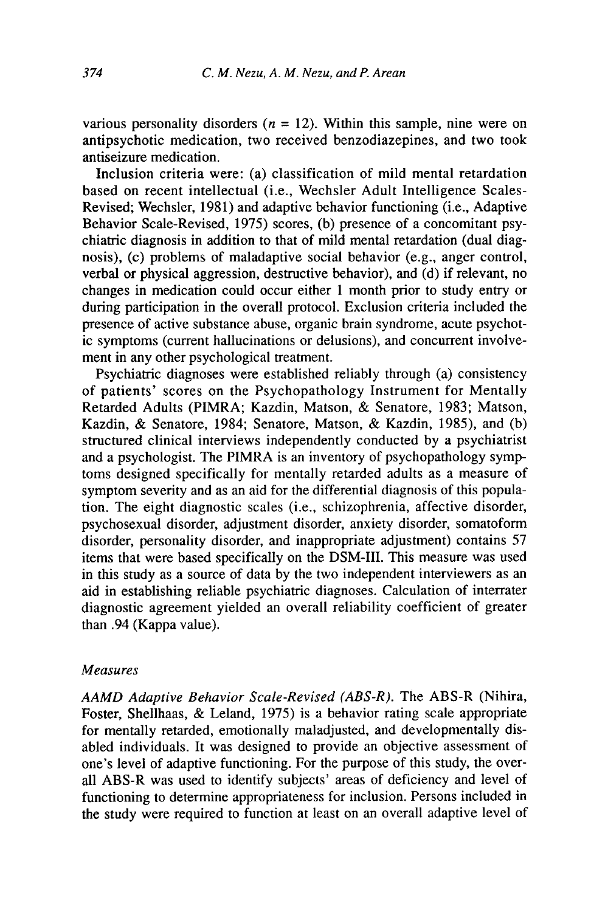various personality disorders ($n = 12$). Within this sample, nine were on antipsychotic medication, two received benzodiazepines, and two took antiseizure medication.

Inclusion criteria were: (a) classification of mild mental retardation based on recent intellectual (i.e., Wechsler Adult Intelligence Scales-Revised; Wechsler, 1981) and adaptive behavior functioning (i.e., Adaptive Behavior Scale-Revised, 1975) scores, (b) presence of a concomitant psychiatric diagnosis in addition to that of mild mental retardation (dual diagnosis), (c) problems of maladaptive social behavior (e.g., anger control, verbal or physical aggression, destructive behavior), and (d) if relevant, no changes in medication could occur either 1 month prior to study entry or during participation in the overall protocol. Exclusion criteria included the presence of active substance abuse, organic brain syndrome, acute psychotic symptoms (current hallucinations or delusions), and concurrent involvement in any other psychological treatment.

Psychiatric diagnoses were established reliably through (a) consistency of patients' scores on the Psychopathology Instrument for Mentally Retarded Adults (PIMRA; Kazdin, Matson, & Senatore, 1983; Matson, Kazdin, & Senatore, 1984; Senatore, Matson, & Kazdin, 1985), and (b) structured clinical interviews independently conducted by a psychiatrist and a psychologist. The PIMRA is an inventory of psychopathology symptoms designed specifically for mentally retarded adults as a measure of symptom severity and as an aid for the differential diagnosis of this population. The eight diagnostic scales (i.e., schizophrenia, affective disorder, psychosexual disorder, adjustment disorder, anxiety disorder, somatoform disorder, personality disorder, and inappropriate adjustment) contains 57 items that were based specifically on the DSM-III. This measure was used in this study as a source of data by the two independent interviewers as an aid in establishing reliable psychiatric diagnoses. Calculation of interrater diagnostic agreement yielded an overall reliability coefficient of greater than .94 (Kappa value).

### *Measures*

*AAMD Adaptive Behavior Scale-Revised (ABS-R).* The ABS-R (Nihira, Foster, Shellhaas, & Leland, 1975) is a behavior rating scale appropriate for mentally retarded, emotionally maladjusted, and developmentally disabled individuals. It was designed to provide an objective assessment of one's level of adaptive functioning. For the purpose of this study, the overall ABS-R was used to identify subjects' areas of deficiency and level of functioning to determine appropriateness for inclusion. Persons included in the study were required to function at least on an overall adaptive level of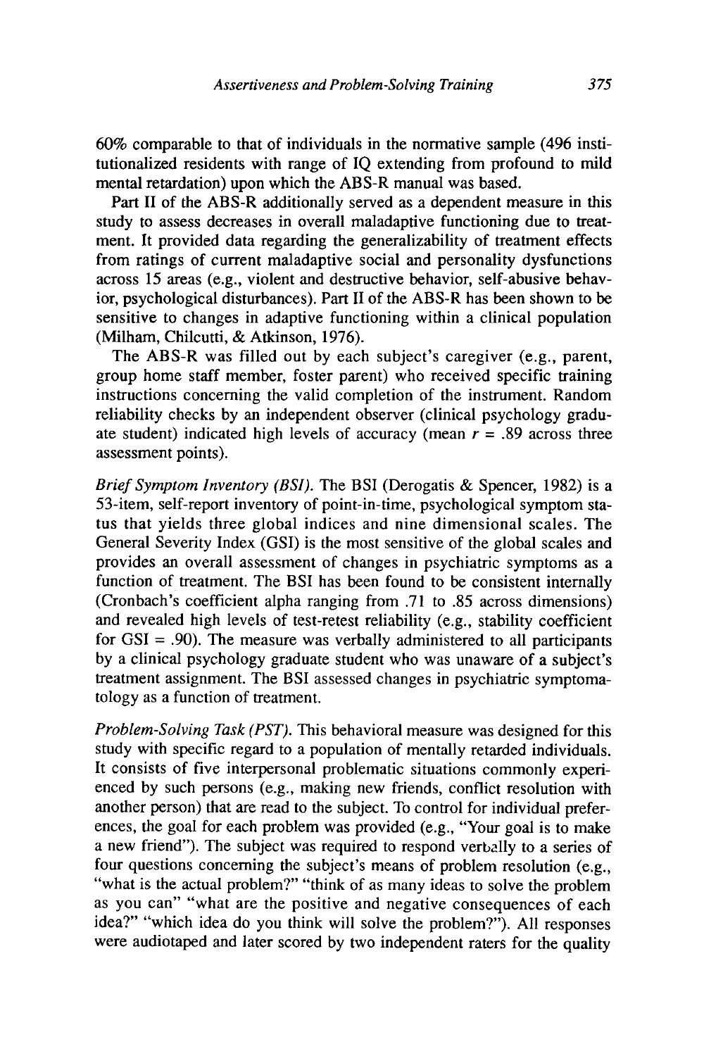60% comparable to that of individuals in the normative sample (496 institutionalized residents with range of IQ extending from profound to mild mental retardation) upon which the ABS-R manual was based.

Part II of the ABS-R additionally served as a dependent measure in this study to assess decreases in overall maladaptive functioning due to treatment. It provided data regarding the generalizability of treatment effects from ratings of current maladaptive social and personality dysfunctions across 15 areas (e.g., violent and destructive behavior, self-abusive behavior, psychological disturbances). Part II of the ABS-R has been shown to be sensitive to changes in adaptive functioning within a clinical population (Milham, Chilcutti, & Atkinson, 1976).

The ABS-R was filled out by each subject's caregiver (e.g., parent, group home staff member, foster parent) who received specific training instructions concerning the valid completion of the instrument. Random reliability checks by an independent observer (clinical psychology graduate student) indicated high levels of accuracy (mean $r = .89$ across three assessment points).

*Brief Symptom Inventory (BSI).* The BSI (Derogatis & Spencer, 1982) is a 53-item, self-report inventory of point-in-time, psychological symptom status that yields three global indices and nine dimensional scales. The General Severity Index (GSI) is the most sensitive of the global scales and provides an overall assessment of changes in psychiatric symptoms as a function of treatment. The BSI has been found to be consistent internally (Cronbach's coefficient alpha ranging from .71 to .85 across dimensions) and revealed high levels of test-retest reliability (e.g., stability coefficient for GSI = .90). The measure was verbally administered to all participants by a clinical psychology graduate student who was unaware of a subject's treatment assignment. The BSI assessed changes in psychiatric symptomatology as a function of treatment.

*Problem-Solving Task (PST).* This behavioral measure was designed for this study with specific regard to a population of mentally retarded individuals. It consists of five interpersonal problematic situations commonly experienced by such persons (e.g., making new friends, conflict resolution with another person) that are read to the subject. To control for individual preferences, the goal for each problem was provided (e.g., "Your goal is to make a new friend"). The subject was required to respond verbally to a series of four questions concerning the subject's means of problem resolution (e.g., "what is the actual problem?" "think of as many ideas to solve the problem as you can" "what are the positive and negative consequences of each idea?" "which idea do you think will solve the problem?"). All responses were audiotaped and later scored by two independent raters for the quality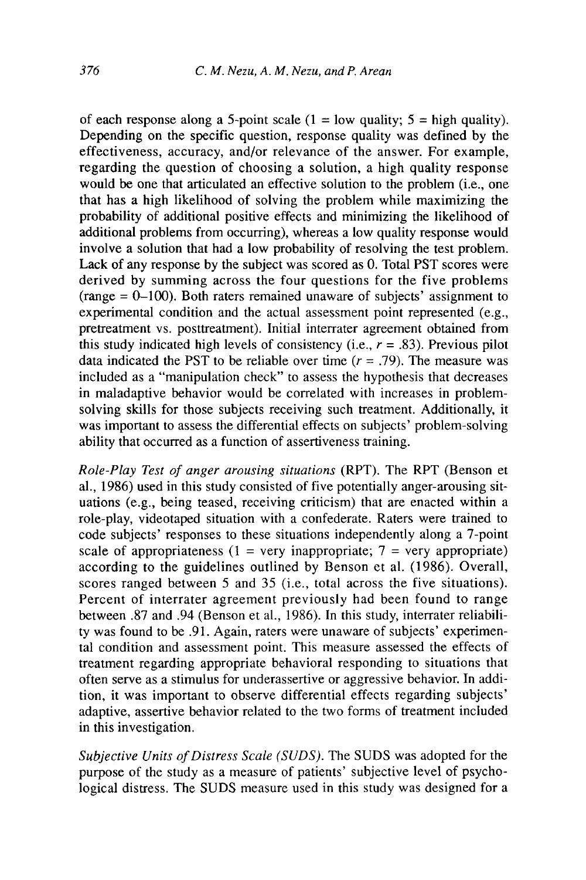of each response along a 5-point scale (1 = low quality; 5 = high quality). Depending on the specific question, response quality was defined by the effectiveness, accuracy, and/or relevance of the answer. For example, regarding the question of choosing a solution, a high quality response would be one that articulated an effective solution to the problem (i.e., one that has a high likelihood of solving the problem while maximizing the probability of additional positive effects and minimizing the likelihood of additional problems from occurring), whereas a low quality response would involve a solution that had a low probability of resolving the test problem. Lack of any response by the subject was scored as 0. Total PST scores were derived by summing across the four questions for the five problems (range = 0–100). Both raters remained unaware of subjects' assignment to experimental condition and the actual assessment point represented (e.g., pretreatment vs. posttreatment). Initial interrater agreement obtained from this study indicated high levels of consistency (i.e., $r = .83$). Previous pilot data indicated the PST to be reliable over time ($r = .79$). The measure was included as a "manipulation check" to assess the hypothesis that decreases in maladaptive behavior would be correlated with increases in problem-solving skills for those subjects receiving such treatment. Additionally, it was important to assess the differential effects on subjects' problem-solving ability that occurred as a function of assertiveness training.

*Role-Play Test of anger arousing situations* (RPT). The RPT (Benson et al., 1986) used in this study consisted of five potentially anger-arousing situations (e.g., being teased, receiving criticism) that are enacted within a role-play, videotaped situation with a confederate. Raters were trained to code subjects' responses to these situations independently along a 7-point scale of appropriateness (1 = very inappropriate; 7 = very appropriate) according to the guidelines outlined by Benson et al. (1986). Overall, scores ranged between 5 and 35 (i.e., total across the five situations). Percent of interrater agreement previously had been found to range between .87 and .94 (Benson et al., 1986). In this study, interrater reliability was found to be .91. Again, raters were unaware of subjects' experimental condition and assessment point. This measure assessed the effects of treatment regarding appropriate behavioral responding to situations that often serve as a stimulus for underassertive or aggressive behavior. In addition, it was important to observe differential effects regarding subjects' adaptive, assertive behavior related to the two forms of treatment included in this investigation.

*Subjective Units of Distress Scale (SUDS).* The SUDS was adopted for the purpose of the study as a measure of patients' subjective level of psychological distress. The SUDS measure used in this study was designed for a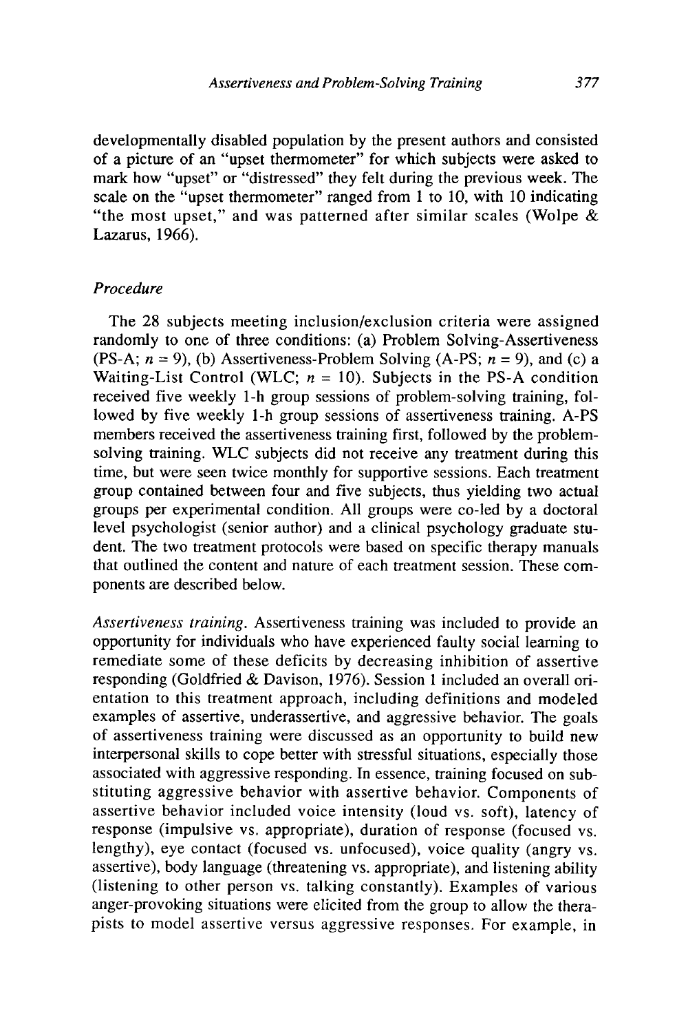developmentally disabled population by the present authors and consisted of a picture of an "upset thermometer" for which subjects were asked to mark how "upset" or "distressed" they felt during the previous week. The scale on the "upset thermometer" ranged from 1 to 10, with 10 indicating "the most upset," and was patterned after similar scales (Wolpe & Lazarus, 1966).

### *Procedure*

The 28 subjects meeting inclusion/exclusion criteria were assigned randomly to one of three conditions: (a) Problem Solving-Assertiveness (PS-A; $n = 9$), (b) Assertiveness-Problem Solving (A-PS; $n = 9$), and (c) a Waiting-List Control (WLC; $n = 10$). Subjects in the PS-A condition received five weekly 1-h group sessions of problem-solving training, followed by five weekly 1-h group sessions of assertiveness training. A-PS members received the assertiveness training first, followed by the problem-solving training. WLC subjects did not receive any treatment during this time, but were seen twice monthly for supportive sessions. Each treatment group contained between four and five subjects, thus yielding two actual groups per experimental condition. All groups were co-led by a doctoral level psychologist (senior author) and a clinical psychology graduate student. The two treatment protocols were based on specific therapy manuals that outlined the content and nature of each treatment session. These components are described below.

*Assertiveness training.* Assertiveness training was included to provide an opportunity for individuals who have experienced faulty social learning to remediate some of these deficits by decreasing inhibition of assertive responding (Goldfried & Davison, 1976). Session 1 included an overall orientation to this treatment approach, including definitions and modeled examples of assertive, underassertive, and aggressive behavior. The goals of assertiveness training were discussed as an opportunity to build new interpersonal skills to cope better with stressful situations, especially those associated with aggressive responding. In essence, training focused on substituting aggressive behavior with assertive behavior. Components of assertive behavior included voice intensity (loud vs. soft), latency of response (impulsive vs. appropriate), duration of response (focused vs. lengthy), eye contact (focused vs. unfocused), voice quality (angry vs. assertive), body language (threatening vs. appropriate), and listening ability (listening to other person vs. talking constantly). Examples of various anger-provoking situations were elicited from the group to allow the therapists to model assertive versus aggressive responses. For example, in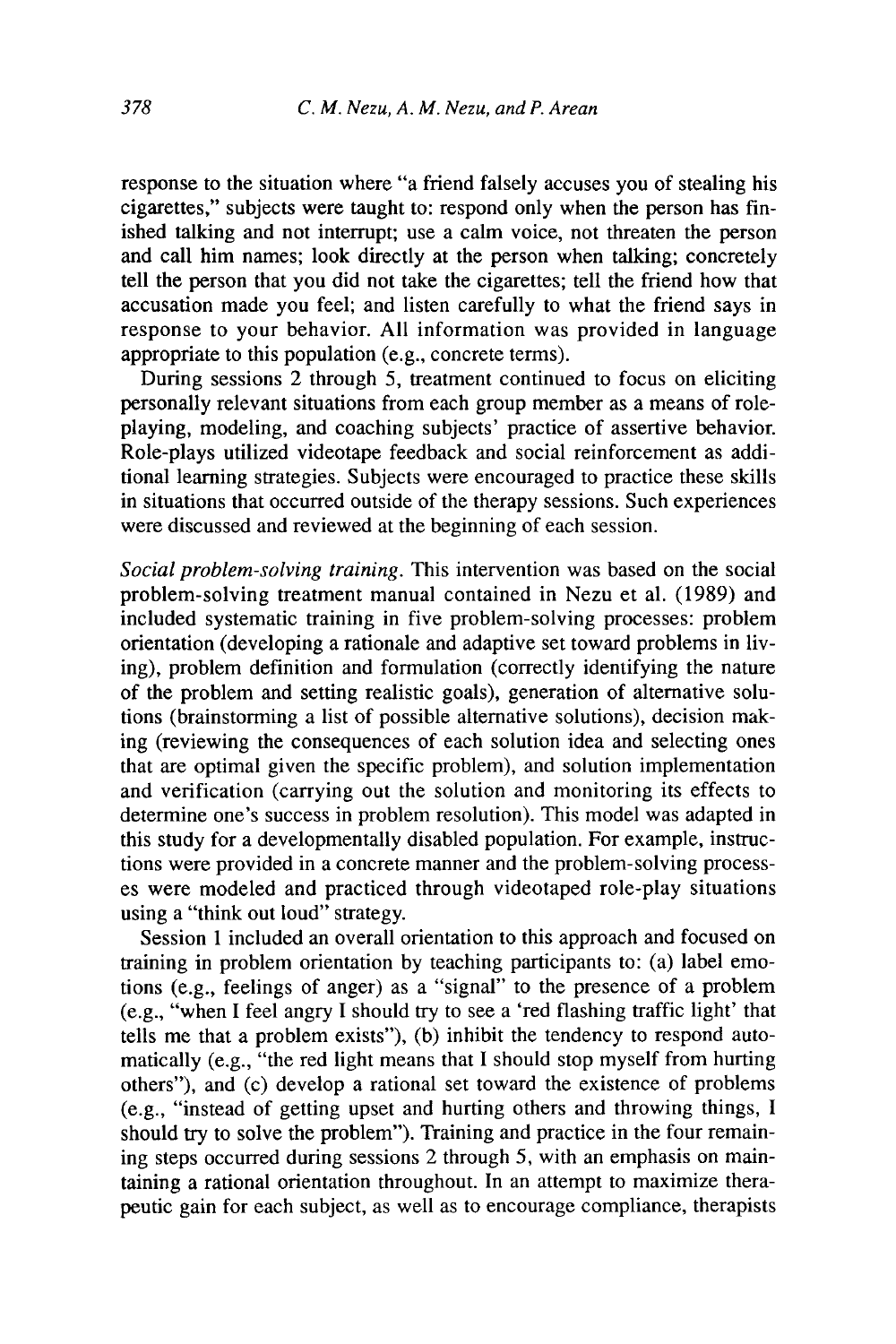response to the situation where "a friend falsely accuses you of stealing his cigarettes," subjects were taught to: respond only when the person has finished talking and not interrupt; use a calm voice, not threaten the person and call him names; look directly at the person when talking; concretely tell the person that you did not take the cigarettes; tell the friend how that accusation made you feel; and listen carefully to what the friend says in response to your behavior. All information was provided in language appropriate to this population (e.g., concrete terms).

During sessions 2 through 5, treatment continued to focus on eliciting personally relevant situations from each group member as a means of role-playing, modeling, and coaching subjects' practice of assertive behavior. Role-plays utilized videotape feedback and social reinforcement as additional learning strategies. Subjects were encouraged to practice these skills in situations that occurred outside of the therapy sessions. Such experiences were discussed and reviewed at the beginning of each session.

*Social problem-solving training.* This intervention was based on the social problem-solving treatment manual contained in Nezu et al. (1989) and included systematic training in five problem-solving processes: problem orientation (developing a rationale and adaptive set toward problems in living), problem definition and formulation (correctly identifying the nature of the problem and setting realistic goals), generation of alternative solutions (brainstorming a list of possible alternative solutions), decision making (reviewing the consequences of each solution idea and selecting ones that are optimal given the specific problem), and solution implementation and verification (carrying out the solution and monitoring its effects to determine one's success in problem resolution). This model was adapted in this study for a developmentally disabled population. For example, instructions were provided in a concrete manner and the problem-solving processes were modeled and practiced through videotaped role-play situations using a "think out loud" strategy.

Session 1 included an overall orientation to this approach and focused on training in problem orientation by teaching participants to: (a) label emotions (e.g., feelings of anger) as a "signal" to the presence of a problem (e.g., "when I feel angry I should try to see a 'red flashing traffic light' that tells me that a problem exists"), (b) inhibit the tendency to respond automatically (e.g., "the red light means that I should stop myself from hurting others"), and (c) develop a rational set toward the existence of problems (e.g., "instead of getting upset and hurting others and throwing things, I should try to solve the problem"). Training and practice in the four remaining steps occurred during sessions 2 through 5, with an emphasis on maintaining a rational orientation throughout. In an attempt to maximize therapeutic gain for each subject, as well as to encourage compliance, therapists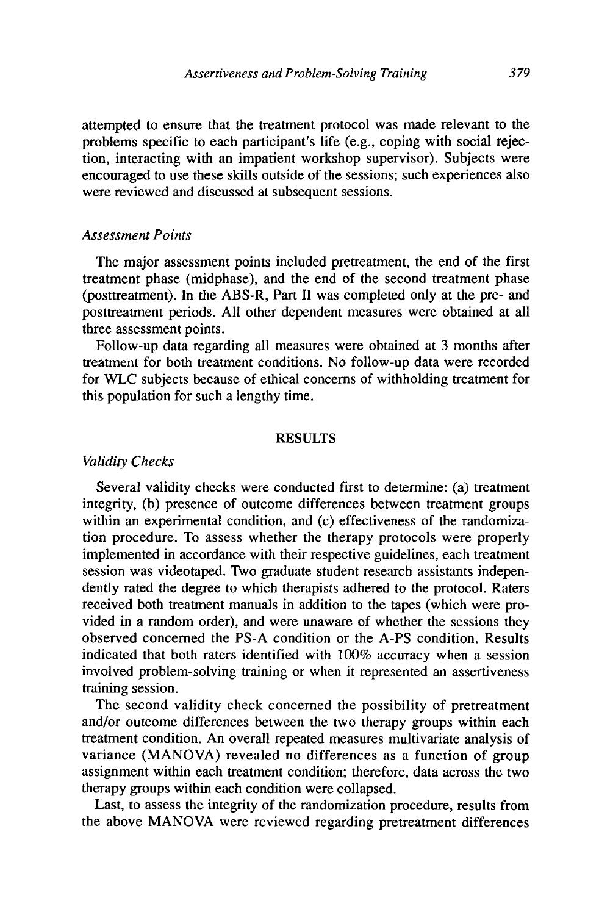attempted to ensure that the treatment protocol was made relevant to the problems specific to each participant's life (e.g., coping with social rejection, interacting with an impatient workshop supervisor). Subjects were encouraged to use these skills outside of the sessions; such experiences also were reviewed and discussed at subsequent sessions.

### *Assessment Points*

The major assessment points included pretreatment, the end of the first treatment phase (midphase), and the end of the second treatment phase (posttreatment). In the ABS-R, Part II was completed only at the pre- and posttreatment periods. All other dependent measures were obtained at all three assessment points.

Follow-up data regarding all measures were obtained at 3 months after treatment for both treatment conditions. No follow-up data were recorded for WLC subjects because of ethical concerns of withholding treatment for this population for such a lengthy time.

## RESULTS

### *Validity Checks*

Several validity checks were conducted first to determine: (a) treatment integrity, (b) presence of outcome differences between treatment groups within an experimental condition, and (c) effectiveness of the randomization procedure. To assess whether the therapy protocols were properly implemented in accordance with their respective guidelines, each treatment session was videotaped. Two graduate student research assistants independently rated the degree to which therapists adhered to the protocol. Raters received both treatment manuals in addition to the tapes (which were provided in a random order), and were unaware of whether the sessions they observed concerned the PS-A condition or the A-PS condition. Results indicated that both raters identified with 100% accuracy when a session involved problem-solving training or when it represented an assertiveness training session.

The second validity check concerned the possibility of pretreatment and/or outcome differences between the two therapy groups within each treatment condition. An overall repeated measures multivariate analysis of variance (MANOVA) revealed no differences as a function of group assignment within each treatment condition; therefore, data across the two therapy groups within each condition were collapsed.

Last, to assess the integrity of the randomization procedure, results from the above MANOVA were reviewed regarding pretreatment differences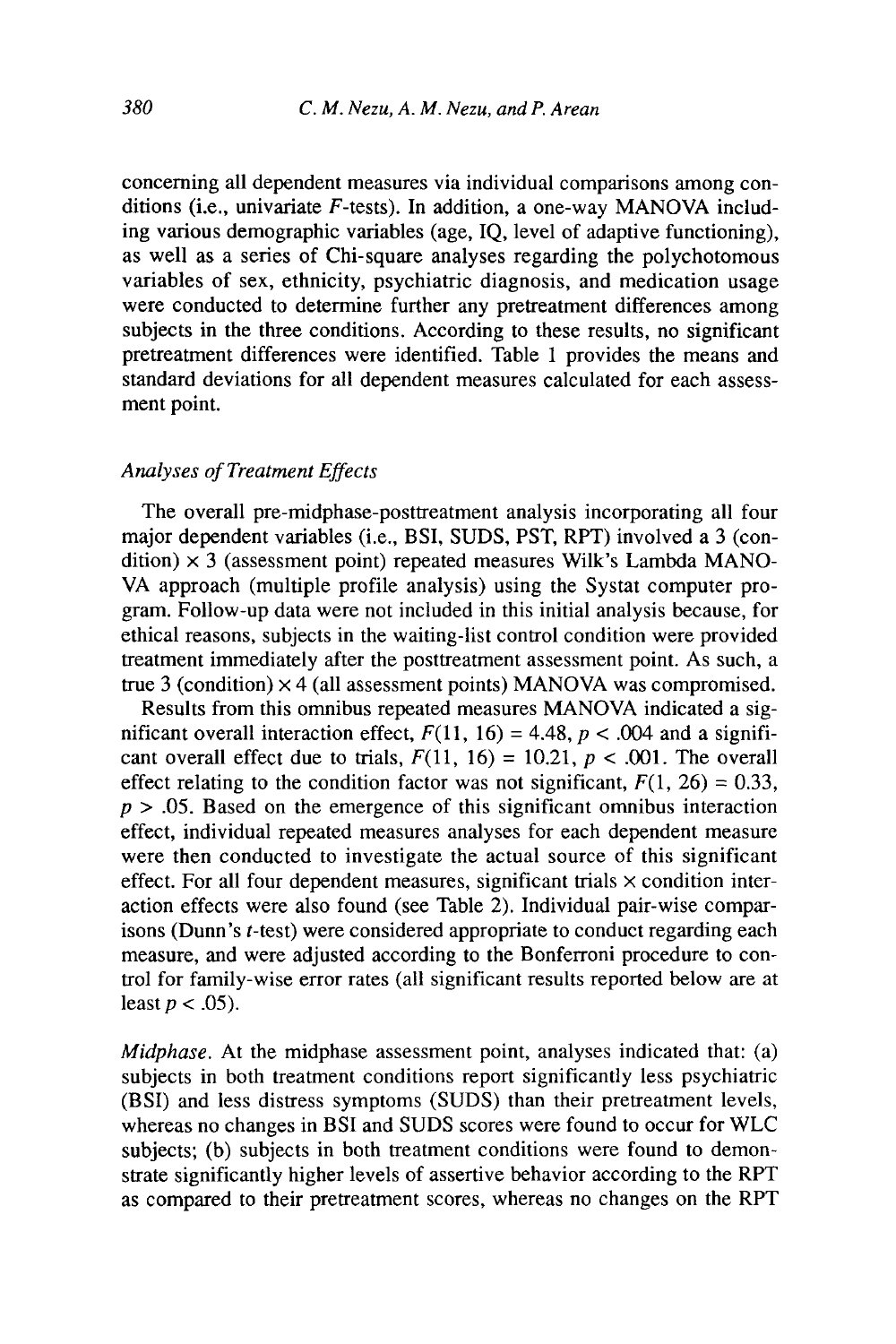concerning all dependent measures via individual comparisons among conditions (i.e., univariate $F$-tests). In addition, a one-way MANOVA including various demographic variables (age, IQ, level of adaptive functioning), as well as a series of Chi-square analyses regarding the polychotomous variables of sex, ethnicity, psychiatric diagnosis, and medication usage were conducted to determine further any pretreatment differences among subjects in the three conditions. According to these results, no significant pretreatment differences were identified. Table 1 provides the means and standard deviations for all dependent measures calculated for each assessment point.

### *Analyses of Treatment Effects*

The overall pre-midphase-posttreatment analysis incorporating all four major dependent variables (i.e., BSI, SUDS, PST, RPT) involved a 3 (condition) × 3 (assessment point) repeated measures Wilk's Lambda MANOVA approach (multiple profile analysis) using the Systat computer program. Follow-up data were not included in this initial analysis because, for ethical reasons, subjects in the waiting-list control condition were provided treatment immediately after the posttreatment assessment point. As such, a true 3 (condition) × 4 (all assessment points) MANOVA was compromised.

Results from this omnibus repeated measures MANOVA indicated a significant overall interaction effect, $F(11, 16) = 4.48$, $p < .004$ and a significant overall effect due to trials, $F(11, 16) = 10.21$, $p < .001$. The overall effect relating to the condition factor was not significant, $F(1, 26) = 0.33$, $p > .05$. Based on the emergence of this significant omnibus interaction effect, individual repeated measures analyses for each dependent measure were then conducted to investigate the actual source of this significant effect. For all four dependent measures, significant trials × condition interaction effects were also found (see Table 2). Individual pair-wise comparisons (Dunn's $t$-test) were considered appropriate to conduct regarding each measure, and were adjusted according to the Bonferroni procedure to control for family-wise error rates (all significant results reported below are at least $p < .05$).

*Midphase.* At the midphase assessment point, analyses indicated that: (a) subjects in both treatment conditions report significantly less psychiatric (BSI) and less distress symptoms (SUDS) than their pretreatment levels, whereas no changes in BSI and SUDS scores were found to occur for WLC subjects; (b) subjects in both treatment conditions were found to demonstrate significantly higher levels of assertive behavior according to the RPT as compared to their pretreatment scores, whereas no changes on the RPT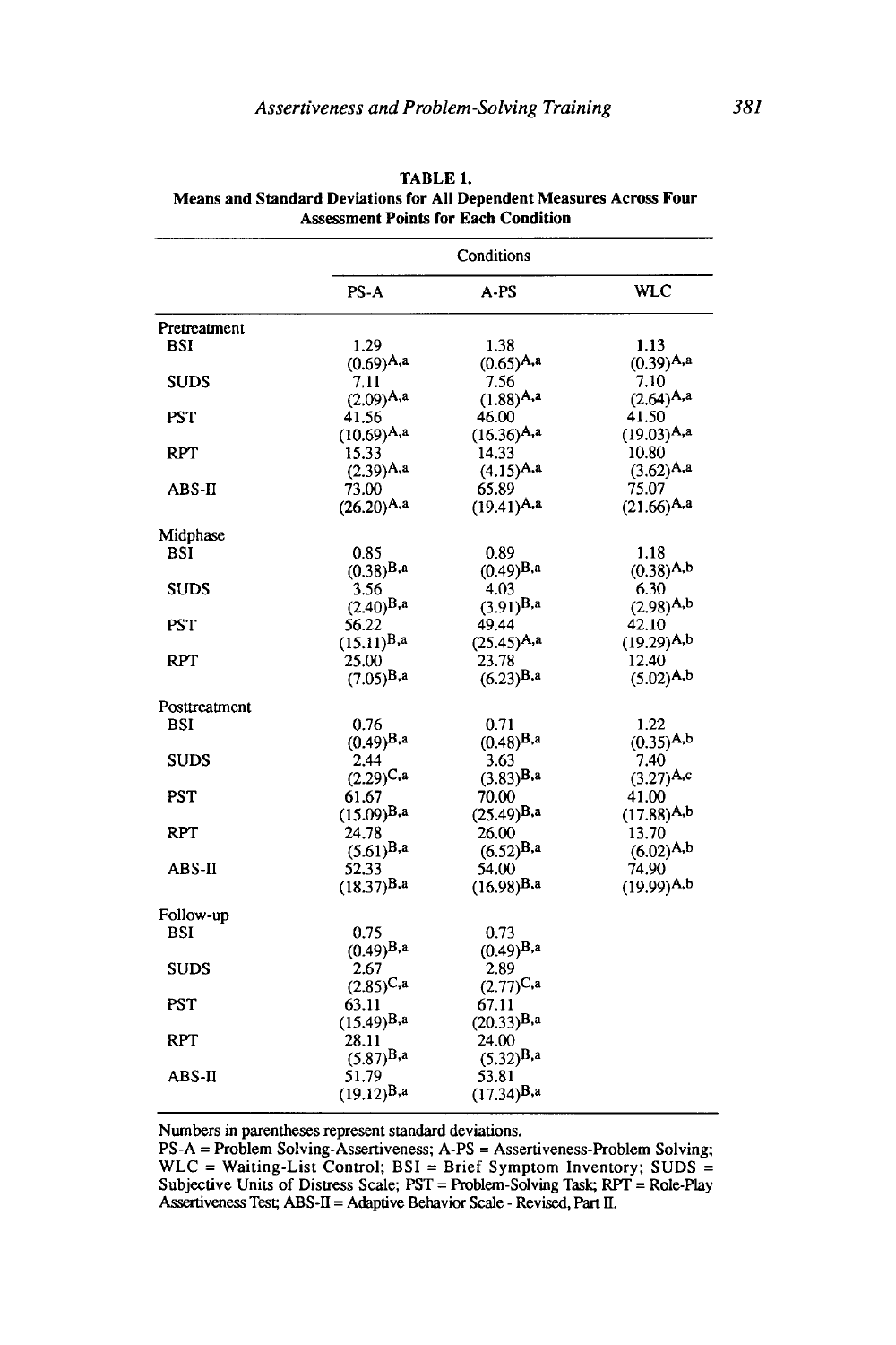**TABLE 1.**
**Means and Standard Deviations for All Dependent Measures Across Four Assessment Points for Each Condition**

| | Conditions | | |
|---|---|---|---|
| | PS-A | A-PS | WLC |
| **Pretreatment** | | | |
| BSI | 1.29 (0.69)$^{A,a}$ | 1.38 (0.65)$^{A,a}$ | 1.13 (0.39)$^{A,a}$ |
| SUDS | 7.11 (2.09)$^{A,a}$ | 7.56 (1.88)$^{A,a}$ | 7.10 (2.64)$^{A,a}$ |
| PST | 41.56 (10.69)$^{A,a}$ | 46.00 (16.36)$^{A,a}$ | 41.50 (19.03)$^{A,a}$ |
| RPT | 15.33 (2.39)$^{A,a}$ | 14.33 (4.15)$^{A,a}$ | 10.80 (3.62)$^{A,a}$ |
| ABS-II | 73.00 (26.20)$^{A,a}$ | 65.89 (19.41)$^{A,a}$ | 75.07 (21.66)$^{A,a}$ |
| **Midphase** | | | |
| BSI | 0.85 (0.38)$^{B,a}$ | 0.89 (0.49)$^{B,a}$ | 1.18 (0.38)$^{A,b}$ |
| SUDS | 3.56 (2.40)$^{B,a}$ | 4.03 (3.91)$^{B,a}$ | 6.30 (2.98)$^{A,b}$ |
| PST | 56.22 (15.11)$^{B,a}$ | 49.44 (25.45)$^{A,a}$ | 42.10 (19.29)$^{A,b}$ |
| RPT | 25.00 (7.05)$^{B,a}$ | 23.78 (6.23)$^{B,a}$ | 12.40 (5.02)$^{A,b}$ |
| **Posttreatment** | | | |
| BSI | 0.76 (0.49)$^{B,a}$ | 0.71 (0.48)$^{B,a}$ | 1.22 (0.35)$^{A,b}$ |
| SUDS | 2.44 (2.29)$^{C,a}$ | 3.63 (3.83)$^{B,a}$ | 7.40 (3.27)$^{A,c}$ |
| PST | 61.67 (15.09)$^{B,a}$ | 70.00 (25.49)$^{B,a}$ | 41.00 (17.88)$^{A,b}$ |
| RPT | 24.78 (5.61)$^{B,a}$ | 26.00 (6.52)$^{B,a}$ | 13.70 (6.02)$^{A,b}$ |
| ABS-II | 52.33 (18.37)$^{B,a}$ | 54.00 (16.98)$^{B,a}$ | 74.90 (19.99)$^{A,b}$ |
| **Follow-up** | | | |
| BSI | 0.75 (0.49)$^{B,a}$ | 0.73 (0.49)$^{B,a}$ | |
| SUDS | 2.67 (2.85)$^{C,a}$ | 2.89 (2.77)$^{C,a}$ | |
| PST | 63.11 (15.49)$^{B,a}$ | 67.11 (20.33)$^{B,a}$ | |
| RPT | 28.11 (5.87)$^{B,a}$ | 24.00 (5.32)$^{B,a}$ | |
| ABS-II | 51.79 (19.12)$^{B,a}$ | 53.81 (17.34)$^{B,a}$ | |

Numbers in parentheses represent standard deviations.
PS-A = Problem Solving-Assertiveness; A-PS = Assertiveness-Problem Solving; WLC = Waiting-List Control; BSI = Brief Symptom Inventory; SUDS = Subjective Units of Distress Scale; PST = Problem-Solving Task; RPT = Role-Play Assertiveness Test; ABS-II = Adaptive Behavior Scale - Revised, Part II.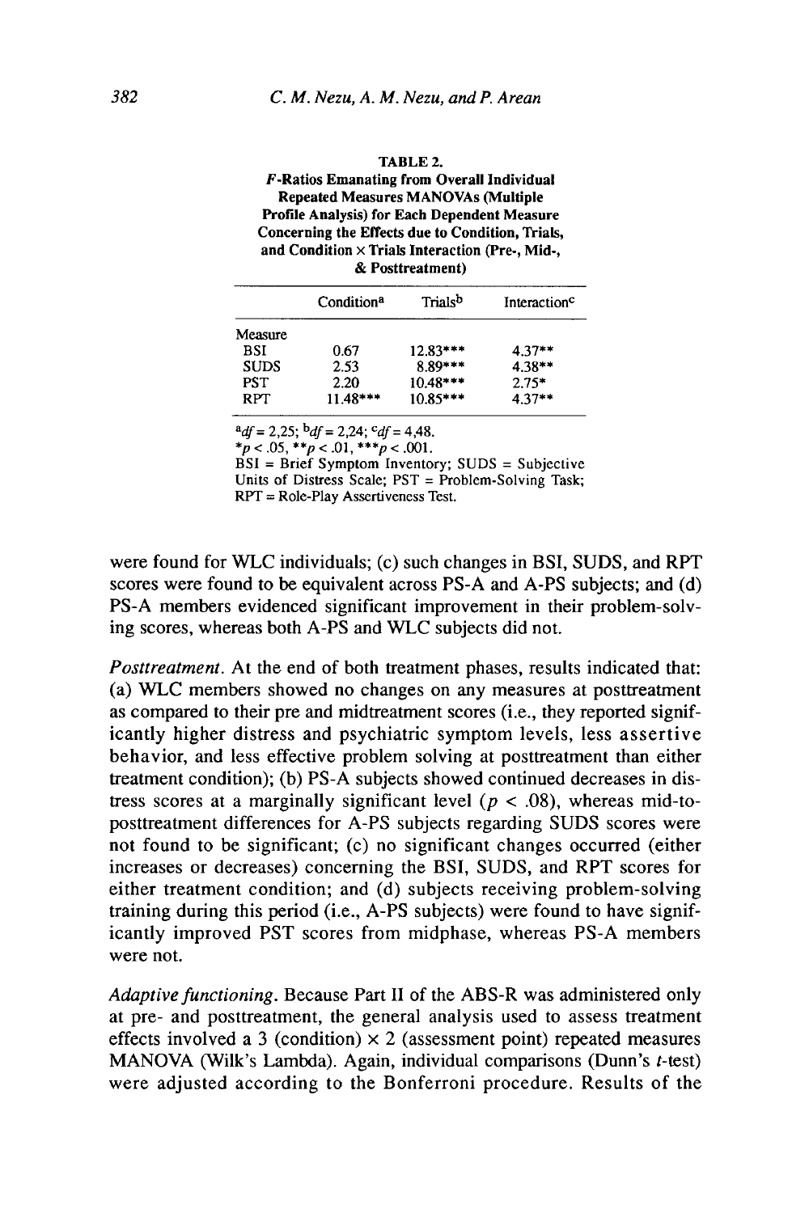**TABLE 2.**
***F*-Ratios Emanating from Overall Individual Repeated Measures MANOVAs (Multiple Profile Analysis) for Each Dependent Measure Concerning the Effects due to Condition, Trials, and Condition × Trials Interaction (Pre-, Mid-, & Posttreatment)**

| | Condition[a] | Trials[b] | Interaction[c] |
|---|---|---|---|
| Measure | | | |
| BSI | 0.67 | 12.83*** | 4.37** |
| SUDS | 2.53 | 8.89*** | 4.38** |
| PST | 2.20 | 10.48*** | 2.75* |
| RPT | 11.48*** | 10.85*** | 4.37** |

[a]*df* = 2,25; [b]*df* = 2,24; [c]*df* = 4,48.
*$p < .05$, **$p < .01$, ***$p < .001$.
BSI = Brief Symptom Inventory; SUDS = Subjective Units of Distress Scale; PST = Problem-Solving Task; RPT = Role-Play Assertiveness Test.

were found for WLC individuals; (c) such changes in BSI, SUDS, and RPT scores were found to be equivalent across PS-A and A-PS subjects; and (d) PS-A members evidenced significant improvement in their problem-solving scores, whereas both A-PS and WLC subjects did not.

*Posttreatment.* At the end of both treatment phases, results indicated that: (a) WLC members showed no changes on any measures at posttreatment as compared to their pre and midtreatment scores (i.e., they reported significantly higher distress and psychiatric symptom levels, less assertive behavior, and less effective problem solving at posttreatment than either treatment condition); (b) PS-A subjects showed continued decreases in distress scores at a marginally significant level ($p < .08$), whereas mid-to-posttreatment differences for A-PS subjects regarding SUDS scores were not found to be significant; (c) no significant changes occurred (either increases or decreases) concerning the BSI, SUDS, and RPT scores for either treatment condition; and (d) subjects receiving problem-solving training during this period (i.e., A-PS subjects) were found to have significantly improved PST scores from midphase, whereas PS-A members were not.

*Adaptive functioning.* Because Part II of the ABS-R was administered only at pre- and posttreatment, the general analysis used to assess treatment effects involved a 3 (condition) × 2 (assessment point) repeated measures MANOVA (Wilk's Lambda). Again, individual comparisons (Dunn's *t*-test) were adjusted according to the Bonferroni procedure. Results of the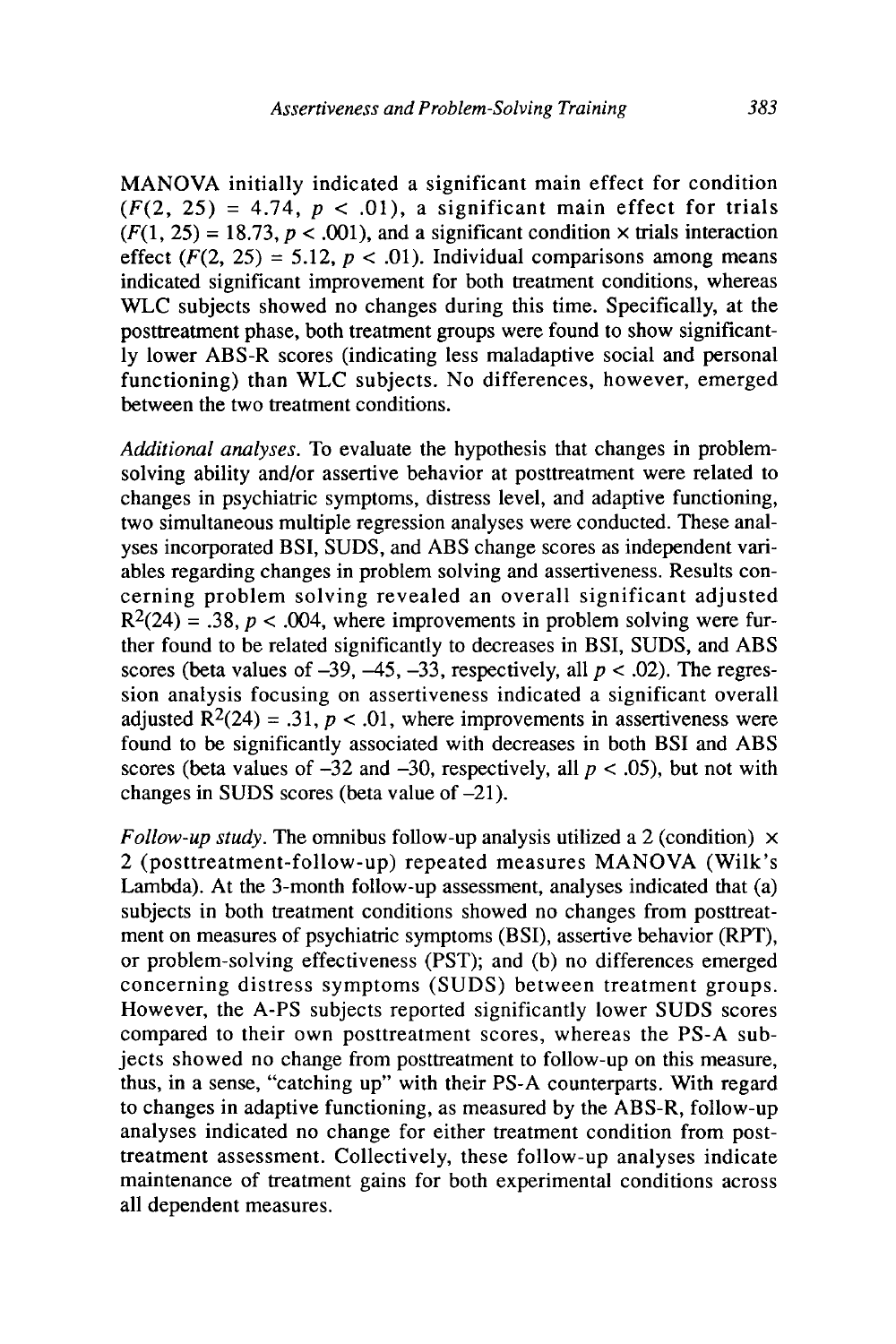MANOVA initially indicated a significant main effect for condition ($F(2, 25) = 4.74$, $p < .01$), a significant main effect for trials ($F(1, 25) = 18.73$, $p < .001$), and a significant condition × trials interaction effect ($F(2, 25) = 5.12$, $p < .01$). Individual comparisons among means indicated significant improvement for both treatment conditions, whereas WLC subjects showed no changes during this time. Specifically, at the posttreatment phase, both treatment groups were found to show significantly lower ABS-R scores (indicating less maladaptive social and personal functioning) than WLC subjects. No differences, however, emerged between the two treatment conditions.

*Additional analyses.* To evaluate the hypothesis that changes in problem-solving ability and/or assertive behavior at posttreatment were related to changes in psychiatric symptoms, distress level, and adaptive functioning, two simultaneous multiple regression analyses were conducted. These analyses incorporated BSI, SUDS, and ABS change scores as independent variables regarding changes in problem solving and assertiveness. Results concerning problem solving revealed an overall significant adjusted $R^2(24) = .38$, $p < .004$, where improvements in problem solving were further found to be related significantly to decreases in BSI, SUDS, and ABS scores (beta values of –39, –45, –33, respectively, all $p < .02$). The regression analysis focusing on assertiveness indicated a significant overall adjusted $R^2(24) = .31$, $p < .01$, where improvements in assertiveness were found to be significantly associated with decreases in both BSI and ABS scores (beta values of –32 and –30, respectively, all $p < .05$), but not with changes in SUDS scores (beta value of –21).

*Follow-up study.* The omnibus follow-up analysis utilized a 2 (condition) × 2 (posttreatment-follow-up) repeated measures MANOVA (Wilk's Lambda). At the 3-month follow-up assessment, analyses indicated that (a) subjects in both treatment conditions showed no changes from posttreatment on measures of psychiatric symptoms (BSI), assertive behavior (RPT), or problem-solving effectiveness (PST); and (b) no differences emerged concerning distress symptoms (SUDS) between treatment groups. However, the A-PS subjects reported significantly lower SUDS scores compared to their own posttreatment scores, whereas the PS-A subjects showed no change from posttreatment to follow-up on this measure, thus, in a sense, "catching up" with their PS-A counterparts. With regard to changes in adaptive functioning, as measured by the ABS-R, follow-up analyses indicated no change for either treatment condition from posttreatment assessment. Collectively, these follow-up analyses indicate maintenance of treatment gains for both experimental conditions across all dependent measures.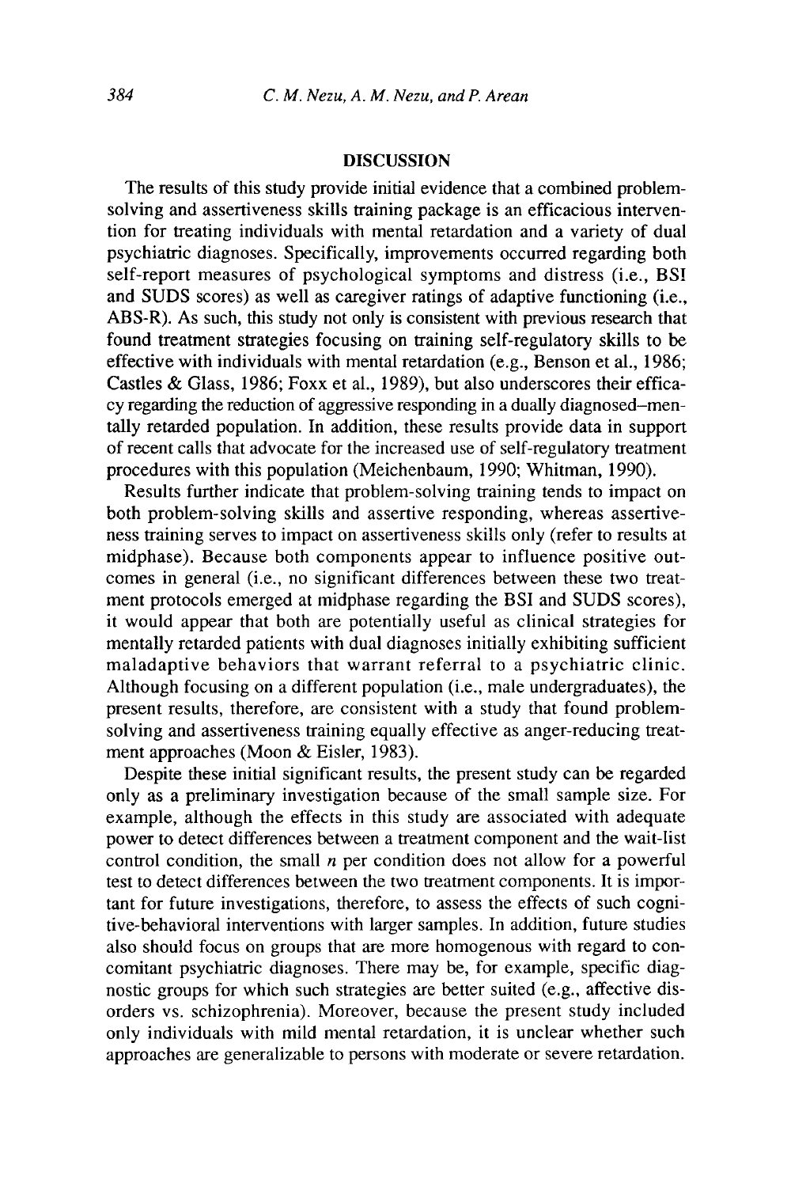## DISCUSSION

The results of this study provide initial evidence that a combined problem-solving and assertiveness skills training package is an efficacious intervention for treating individuals with mental retardation and a variety of dual psychiatric diagnoses. Specifically, improvements occurred regarding both self-report measures of psychological symptoms and distress (i.e., BSI and SUDS scores) as well as caregiver ratings of adaptive functioning (i.e., ABS-R). As such, this study not only is consistent with previous research that found treatment strategies focusing on training self-regulatory skills to be effective with individuals with mental retardation (e.g., Benson et al., 1986; Castles & Glass, 1986; Foxx et al., 1989), but also underscores their efficacy regarding the reduction of aggressive responding in a dually diagnosed–mentally retarded population. In addition, these results provide data in support of recent calls that advocate for the increased use of self-regulatory treatment procedures with this population (Meichenbaum, 1990; Whitman, 1990).

Results further indicate that problem-solving training tends to impact on both problem-solving skills and assertive responding, whereas assertiveness training serves to impact on assertiveness skills only (refer to results at midphase). Because both components appear to influence positive outcomes in general (i.e., no significant differences between these two treatment protocols emerged at midphase regarding the BSI and SUDS scores), it would appear that both are potentially useful as clinical strategies for mentally retarded patients with dual diagnoses initially exhibiting sufficient maladaptive behaviors that warrant referral to a psychiatric clinic. Although focusing on a different population (i.e., male undergraduates), the present results, therefore, are consistent with a study that found problem-solving and assertiveness training equally effective as anger-reducing treatment approaches (Moon & Eisler, 1983).

Despite these initial significant results, the present study can be regarded only as a preliminary investigation because of the small sample size. For example, although the effects in this study are associated with adequate power to detect differences between a treatment component and the wait-list control condition, the small *n* per condition does not allow for a powerful test to detect differences between the two treatment components. It is important for future investigations, therefore, to assess the effects of such cognitive-behavioral interventions with larger samples. In addition, future studies also should focus on groups that are more homogenous with regard to concomitant psychiatric diagnoses. There may be, for example, specific diagnostic groups for which such strategies are better suited (e.g., affective disorders vs. schizophrenia). Moreover, because the present study included only individuals with mild mental retardation, it is unclear whether such approaches are generalizable to persons with moderate or severe retardation.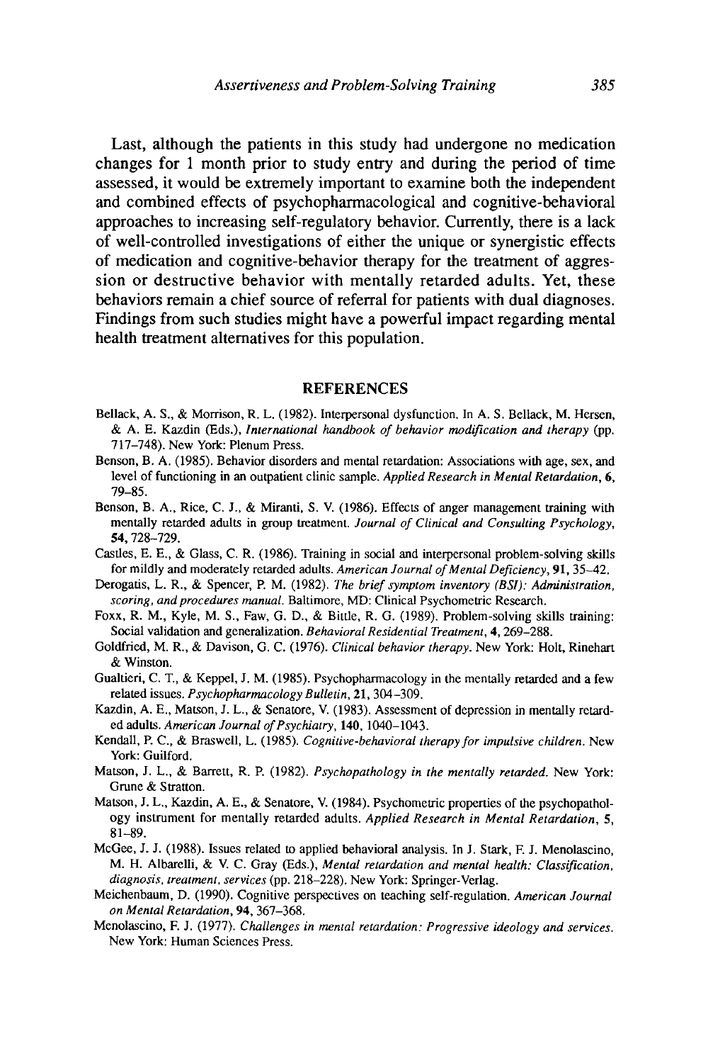Last, although the patients in this study had undergone no medication changes for 1 month prior to study entry and during the period of time assessed, it would be extremely important to examine both the independent and combined effects of psychopharmacological and cognitive-behavioral approaches to increasing self-regulatory behavior. Currently, there is a lack of well-controlled investigations of either the unique or synergistic effects of medication and cognitive-behavior therapy for the treatment of aggression or destructive behavior with mentally retarded adults. Yet, these behaviors remain a chief source of referral for patients with dual diagnoses. Findings from such studies might have a powerful impact regarding mental health treatment alternatives for this population.

## REFERENCES

Bellack, A. S., & Morrison, R. L. (1982). Interpersonal dysfunction. In A. S. Bellack, M. Hersen, & A. E. Kazdin (Eds.), *International handbook of behavior modification and therapy* (pp. 717–748). New York: Plenum Press.

Benson, B. A. (1985). Behavior disorders and mental retardation: Associations with age, sex, and level of functioning in an outpatient clinic sample. *Applied Research in Mental Retardation*, **6**, 79–85.

Benson, B. A., Rice, C. J., & Miranti, S. V. (1986). Effects of anger management training with mentally retarded adults in group treatment. *Journal of Clinical and Consulting Psychology*, **54**, 728–729.

Castles, E. E., & Glass, C. R. (1986). Training in social and interpersonal problem-solving skills for mildly and moderately retarded adults. *American Journal of Mental Deficiency*, **91**, 35–42.

Derogatis, L. R., & Spencer, P. M. (1982). *The brief symptom inventory (BSI): Administration, scoring, and procedures manual*. Baltimore, MD: Clinical Psychometric Research.

Foxx, R. M., Kyle, M. S., Faw, G. D., & Bittle, R. G. (1989). Problem-solving skills training: Social validation and generalization. *Behavioral Residential Treatment*, **4**, 269–288.

Goldfried, M. R., & Davison, G. C. (1976). *Clinical behavior therapy*. New York: Holt, Rinehart & Winston.

Gualtieri, C. T., & Keppel, J. M. (1985). Psychopharmacology in the mentally retarded and a few related issues. *Psychopharmacology Bulletin*, **21**, 304–309.

Kazdin, A. E., Matson, J. L., & Senatore, V. (1983). Assessment of depression in mentally retarded adults. *American Journal of Psychiatry*, **140**, 1040–1043.

Kendall, P. C., & Braswell, L. (1985). *Cognitive-behavioral therapy for impulsive children*. New York: Guilford.

Matson, J. L., & Barrett, R. P. (1982). *Psychopathology in the mentally retarded*. New York: Grune & Stratton.

Matson, J. L., Kazdin, A. E., & Senatore, V. (1984). Psychometric properties of the psychopathology instrument for mentally retarded adults. *Applied Research in Mental Retardation*, **5**, 81–89.

McGee, J. J. (1988). Issues related to applied behavioral analysis. In J. Stark, F. J. Menolascino, M. H. Albarelli, & V. C. Gray (Eds.), *Mental retardation and mental health: Classification, diagnosis, treatment, services* (pp. 218–228). New York: Springer-Verlag.

Meichenbaum, D. (1990). Cognitive perspectives on teaching self-regulation. *American Journal on Mental Retardation*, **94**, 367–368.

Menolascino, F. J. (1977). *Challenges in mental retardation: Progressive ideology and services*. New York: Human Sciences Press.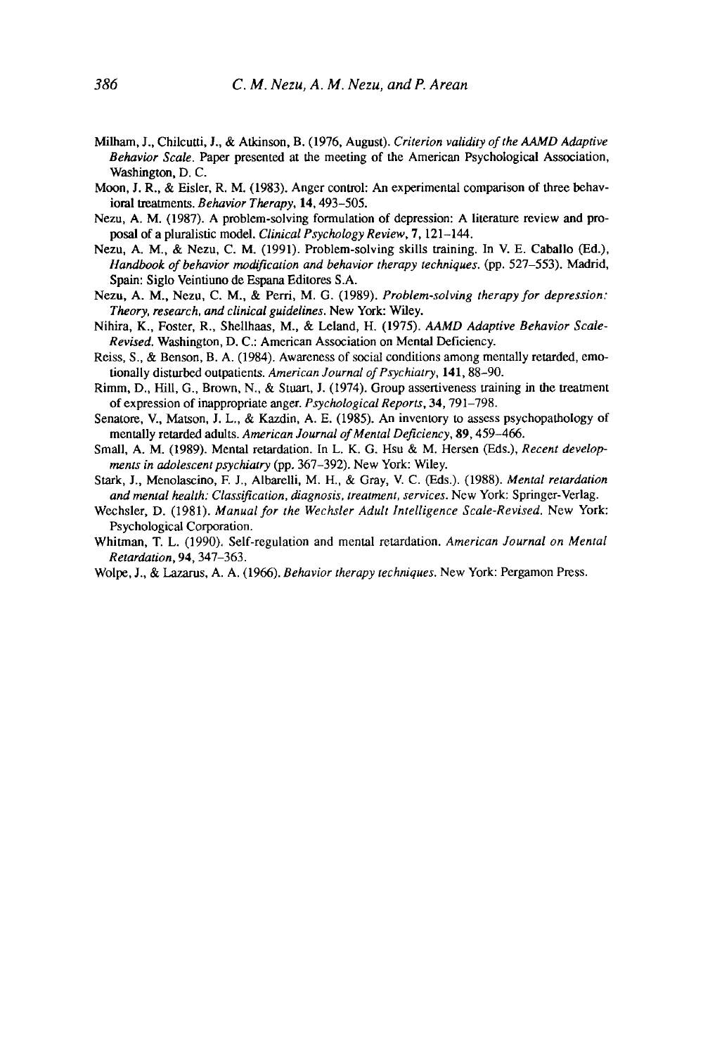Milham, J., Chilcutti, J., & Atkinson, B. (1976, August). *Criterion validity of the AAMD Adaptive Behavior Scale.* Paper presented at the meeting of the American Psychological Association, Washington, D. C.

Moon, J. R., & Eisler, R. M. (1983). Anger control: An experimental comparison of three behavioral treatments. *Behavior Therapy*, **14**, 493–505.

Nezu, A. M. (1987). A problem-solving formulation of depression: A literature review and proposal of a pluralistic model. *Clinical Psychology Review*, **7**, 121–144.

Nezu, A. M., & Nezu, C. M. (1991). Problem-solving skills training. In V. E. Caballo (Ed.), *Handbook of behavior modification and behavior therapy techniques.* (pp. 527–553). Madrid, Spain: Siglo Veintiuno de Espana Editores S.A.

Nezu, A. M., Nezu, C. M., & Perri, M. G. (1989). *Problem-solving therapy for depression: Theory, research, and clinical guidelines.* New York: Wiley.

Nihira, K., Foster, R., Shellhaas, M., & Leland, H. (1975). *AAMD Adaptive Behavior Scale-Revised.* Washington, D. C.: American Association on Mental Deficiency.

Reiss, S., & Benson, B. A. (1984). Awareness of social conditions among mentally retarded, emotionally disturbed outpatients. *American Journal of Psychiatry*, **141**, 88–90.

Rimm, D., Hill, G., Brown, N., & Stuart, J. (1974). Group assertiveness training in the treatment of expression of inappropriate anger. *Psychological Reports*, **34**, 791–798.

Senatore, V., Matson, J. L., & Kazdin, A. E. (1985). An inventory to assess psychopathology of mentally retarded adults. *American Journal of Mental Deficiency*, **89**, 459–466.

Small, A. M. (1989). Mental retardation. In L. K. G. Hsu & M. Hersen (Eds.), *Recent developments in adolescent psychiatry* (pp. 367–392). New York: Wiley.

Stark, J., Menolascino, F. J., Albarelli, M. H., & Gray, V. C. (Eds.). (1988). *Mental retardation and mental health: Classification, diagnosis, treatment, services.* New York: Springer-Verlag.

Wechsler, D. (1981). *Manual for the Wechsler Adult Intelligence Scale-Revised.* New York: Psychological Corporation.

Whitman, T. L. (1990). Self-regulation and mental retardation. *American Journal on Mental Retardation*, **94**, 347–363.

Wolpe, J., & Lazarus, A. A. (1966). *Behavior therapy techniques.* New York: Pergamon Press.